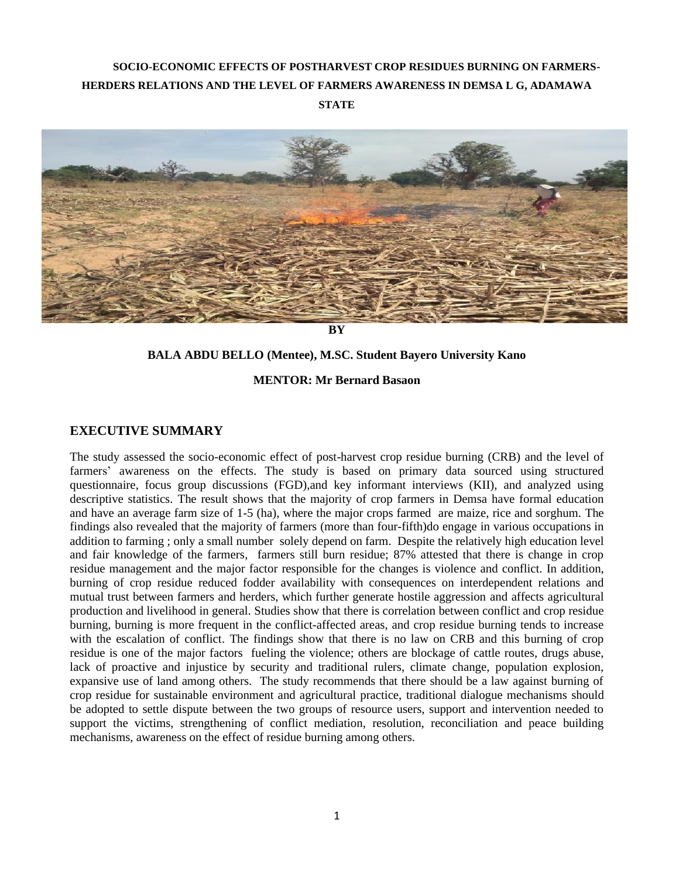# SOCIO-ECONOMIC EFFECTS OF POSTHARVEST CROP RESIDUES BURNING ON FARMERS-HERDERS RELATIONS AND THE LEVEL OF FARMERS AWARENESS IN DEMSA L G, ADAMAWA STATE

**BY**

**BALA ABDU BELLO (Mentee), M.SC. Student Bayero University Kano**

**MENTOR: Mr Bernard Basaon**

## EXECUTIVE SUMMARY

The study assessed the socio-economic effect of post-harvest crop residue burning (CRB) and the level of farmers' awareness on the effects. The study is based on primary data sourced using structured questionnaire, focus group discussions (FGD),and key informant interviews (KII), and analyzed using descriptive statistics. The result shows that the majority of crop farmers in Demsa have formal education and have an average farm size of 1-5 (ha), where the major crops farmed are maize, rice and sorghum. The findings also revealed that the majority of farmers (more than four-fifth)do engage in various occupations in addition to farming ; only a small number solely depend on farm. Despite the relatively high education level and fair knowledge of the farmers, farmers still burn residue; 87% attested that there is change in crop residue management and the major factor responsible for the changes is violence and conflict. In addition, burning of crop residue reduced fodder availability with consequences on interdependent relations and mutual trust between farmers and herders, which further generate hostile aggression and affects agricultural production and livelihood in general. Studies show that there is correlation between conflict and crop residue burning, burning is more frequent in the conflict-affected areas, and crop residue burning tends to increase with the escalation of conflict. The findings show that there is no law on CRB and this burning of crop residue is one of the major factors fueling the violence; others are blockage of cattle routes, drugs abuse, lack of proactive and injustice by security and traditional rulers, climate change, population explosion, expansive use of land among others. The study recommends that there should be a law against burning of crop residue for sustainable environment and agricultural practice, traditional dialogue mechanisms should be adopted to settle dispute between the two groups of resource users, support and intervention needed to support the victims, strengthening of conflict mediation, resolution, reconciliation and peace building mechanisms, awareness on the effect of residue burning among others.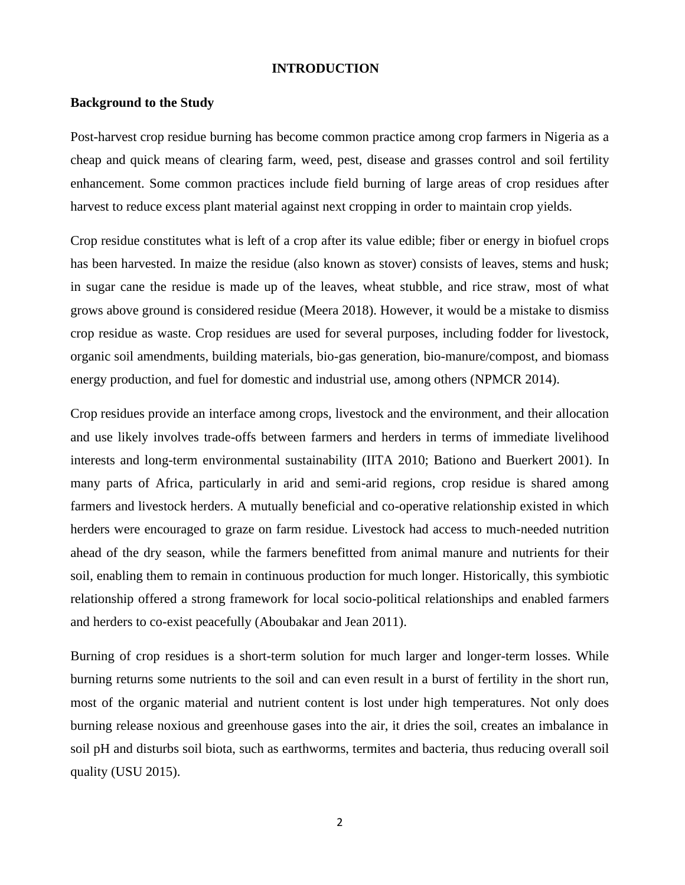# INTRODUCTION

## Background to the Study

Post-harvest crop residue burning has become common practice among crop farmers in Nigeria as a cheap and quick means of clearing farm, weed, pest, disease and grasses control and soil fertility enhancement. Some common practices include field burning of large areas of crop residues after harvest to reduce excess plant material against next cropping in order to maintain crop yields.

Crop residue constitutes what is left of a crop after its value edible; fiber or energy in biofuel crops has been harvested. In maize the residue (also known as stover) consists of leaves, stems and husk; in sugar cane the residue is made up of the leaves, wheat stubble, and rice straw, most of what grows above ground is considered residue (Meera 2018). However, it would be a mistake to dismiss crop residue as waste. Crop residues are used for several purposes, including fodder for livestock, organic soil amendments, building materials, bio-gas generation, bio-manure/compost, and biomass energy production, and fuel for domestic and industrial use, among others (NPMCR 2014).

Crop residues provide an interface among crops, livestock and the environment, and their allocation and use likely involves trade-offs between farmers and herders in terms of immediate livelihood interests and long-term environmental sustainability (IITA 2010; Bationo and Buerkert 2001). In many parts of Africa, particularly in arid and semi-arid regions, crop residue is shared among farmers and livestock herders. A mutually beneficial and co-operative relationship existed in which herders were encouraged to graze on farm residue. Livestock had access to much-needed nutrition ahead of the dry season, while the farmers benefitted from animal manure and nutrients for their soil, enabling them to remain in continuous production for much longer. Historically, this symbiotic relationship offered a strong framework for local socio-political relationships and enabled farmers and herders to co-exist peacefully (Aboubakar and Jean 2011).

Burning of crop residues is a short-term solution for much larger and longer-term losses. While burning returns some nutrients to the soil and can even result in a burst of fertility in the short run, most of the organic material and nutrient content is lost under high temperatures. Not only does burning release noxious and greenhouse gases into the air, it dries the soil, creates an imbalance in soil pH and disturbs soil biota, such as earthworms, termites and bacteria, thus reducing overall soil quality (USU 2015).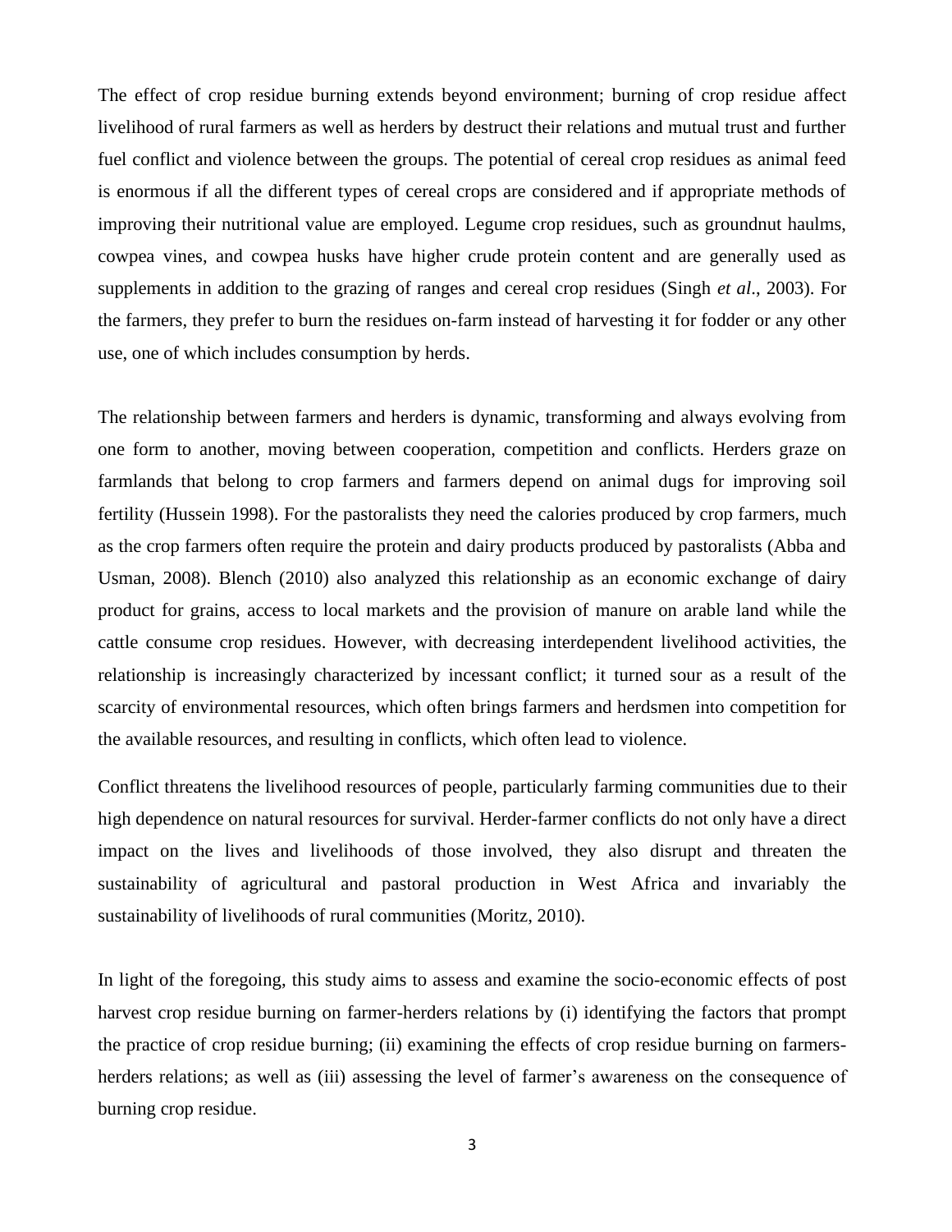The effect of crop residue burning extends beyond environment; burning of crop residue affect livelihood of rural farmers as well as herders by destruct their relations and mutual trust and further fuel conflict and violence between the groups. The potential of cereal crop residues as animal feed is enormous if all the different types of cereal crops are considered and if appropriate methods of improving their nutritional value are employed. Legume crop residues, such as groundnut haulms, cowpea vines, and cowpea husks have higher crude protein content and are generally used as supplements in addition to the grazing of ranges and cereal crop residues (Singh *et al*., 2003). For the farmers, they prefer to burn the residues on-farm instead of harvesting it for fodder or any other use, one of which includes consumption by herds.

The relationship between farmers and herders is dynamic, transforming and always evolving from one form to another, moving between cooperation, competition and conflicts. Herders graze on farmlands that belong to crop farmers and farmers depend on animal dugs for improving soil fertility (Hussein 1998). For the pastoralists they need the calories produced by crop farmers, much as the crop farmers often require the protein and dairy products produced by pastoralists (Abba and Usman, 2008). Blench (2010) also analyzed this relationship as an economic exchange of dairy product for grains, access to local markets and the provision of manure on arable land while the cattle consume crop residues. However, with decreasing interdependent livelihood activities, the relationship is increasingly characterized by incessant conflict; it turned sour as a result of the scarcity of environmental resources, which often brings farmers and herdsmen into competition for the available resources, and resulting in conflicts, which often lead to violence.

Conflict threatens the livelihood resources of people, particularly farming communities due to their high dependence on natural resources for survival. Herder-farmer conflicts do not only have a direct impact on the lives and livelihoods of those involved, they also disrupt and threaten the sustainability of agricultural and pastoral production in West Africa and invariably the sustainability of livelihoods of rural communities (Moritz, 2010).

In light of the foregoing, this study aims to assess and examine the socio-economic effects of post harvest crop residue burning on farmer-herders relations by (i) identifying the factors that prompt the practice of crop residue burning; (ii) examining the effects of crop residue burning on farmers-herders relations; as well as (iii) assessing the level of farmer's awareness on the consequence of burning crop residue.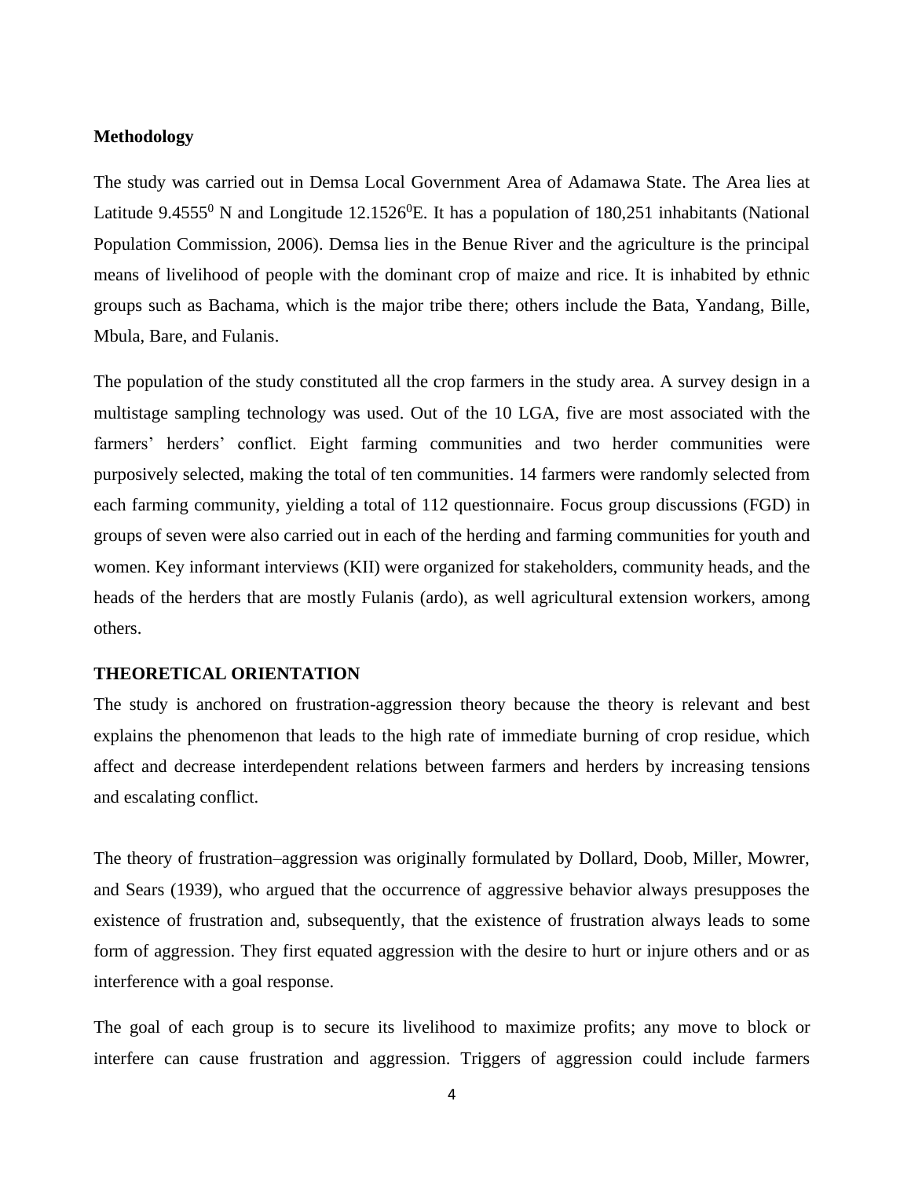**Methodology**

The study was carried out in Demsa Local Government Area of Adamawa State. The Area lies at Latitude 9.4555$^{0}$ N and Longitude 12.1526$^{0}$E. It has a population of 180,251 inhabitants (National Population Commission, 2006). Demsa lies in the Benue River and the agriculture is the principal means of livelihood of people with the dominant crop of maize and rice. It is inhabited by ethnic groups such as Bachama, which is the major tribe there; others include the Bata, Yandang, Bille, Mbula, Bare, and Fulanis.

The population of the study constituted all the crop farmers in the study area. A survey design in a multistage sampling technology was used. Out of the 10 LGA, five are most associated with the farmers' herders' conflict. Eight farming communities and two herder communities were purposively selected, making the total of ten communities. 14 farmers were randomly selected from each farming community, yielding a total of 112 questionnaire. Focus group discussions (FGD) in groups of seven were also carried out in each of the herding and farming communities for youth and women. Key informant interviews (KII) were organized for stakeholders, community heads, and the heads of the herders that are mostly Fulanis (ardo), as well agricultural extension workers, among others.

**THEORETICAL ORIENTATION**

The study is anchored on frustration-aggression theory because the theory is relevant and best explains the phenomenon that leads to the high rate of immediate burning of crop residue, which affect and decrease interdependent relations between farmers and herders by increasing tensions and escalating conflict.

The theory of frustration–aggression was originally formulated by Dollard, Doob, Miller, Mowrer, and Sears (1939), who argued that the occurrence of aggressive behavior always presupposes the existence of frustration and, subsequently, that the existence of frustration always leads to some form of aggression. They first equated aggression with the desire to hurt or injure others and or as interference with a goal response.

The goal of each group is to secure its livelihood to maximize profits; any move to block or interfere can cause frustration and aggression. Triggers of aggression could include farmers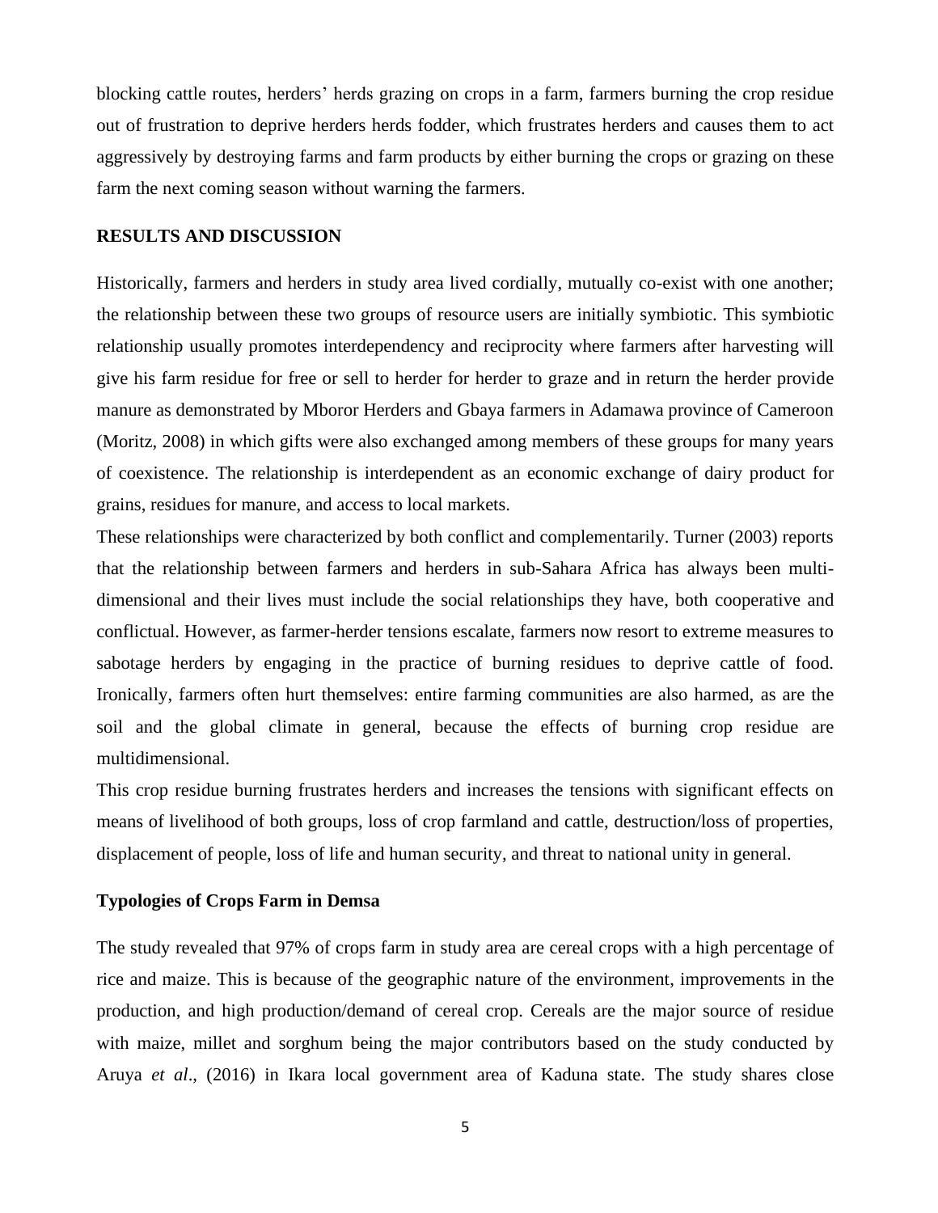blocking cattle routes, herders' herds grazing on crops in a farm, farmers burning the crop residue out of frustration to deprive herders herds fodder, which frustrates herders and causes them to act aggressively by destroying farms and farm products by either burning the crops or grazing on these farm the next coming season without warning the farmers.

## RESULTS AND DISCUSSION

Historically, farmers and herders in study area lived cordially, mutually co-exist with one another; the relationship between these two groups of resource users are initially symbiotic. This symbiotic relationship usually promotes interdependency and reciprocity where farmers after harvesting will give his farm residue for free or sell to herder for herder to graze and in return the herder provide manure as demonstrated by Mbororo Herders and Gbaya farmers in Adamawa province of Cameroon (Moritz, 2008) in which gifts were also exchanged among members of these groups for many years of coexistence. The relationship is interdependent as an economic exchange of dairy product for grains, residues for manure, and access to local markets.

These relationships were characterized by both conflict and complementarily. Turner (2003) reports that the relationship between farmers and herders in sub-Sahara Africa has always been multi-dimensional and their lives must include the social relationships they have, both cooperative and conflictual. However, as farmer-herder tensions escalate, farmers now resort to extreme measures to sabotage herders by engaging in the practice of burning residues to deprive cattle of food. Ironically, farmers often hurt themselves: entire farming communities are also harmed, as are the soil and the global climate in general, because the effects of burning crop residue are multidimensional.

This crop residue burning frustrates herders and increases the tensions with significant effects on means of livelihood of both groups, loss of crop farmland and cattle, destruction/loss of properties, displacement of people, loss of life and human security, and threat to national unity in general.

### Typologies of Crops Farm in Demsa

The study revealed that 97% of crops farm in study area are cereal crops with a high percentage of rice and maize. This is because of the geographic nature of the environment, improvements in the production, and high production/demand of cereal crop. Cereals are the major source of residue with maize, millet and sorghum being the major contributors based on the study conducted by Aruya *et al*., (2016) in Ikara local government area of Kaduna state. The study shares close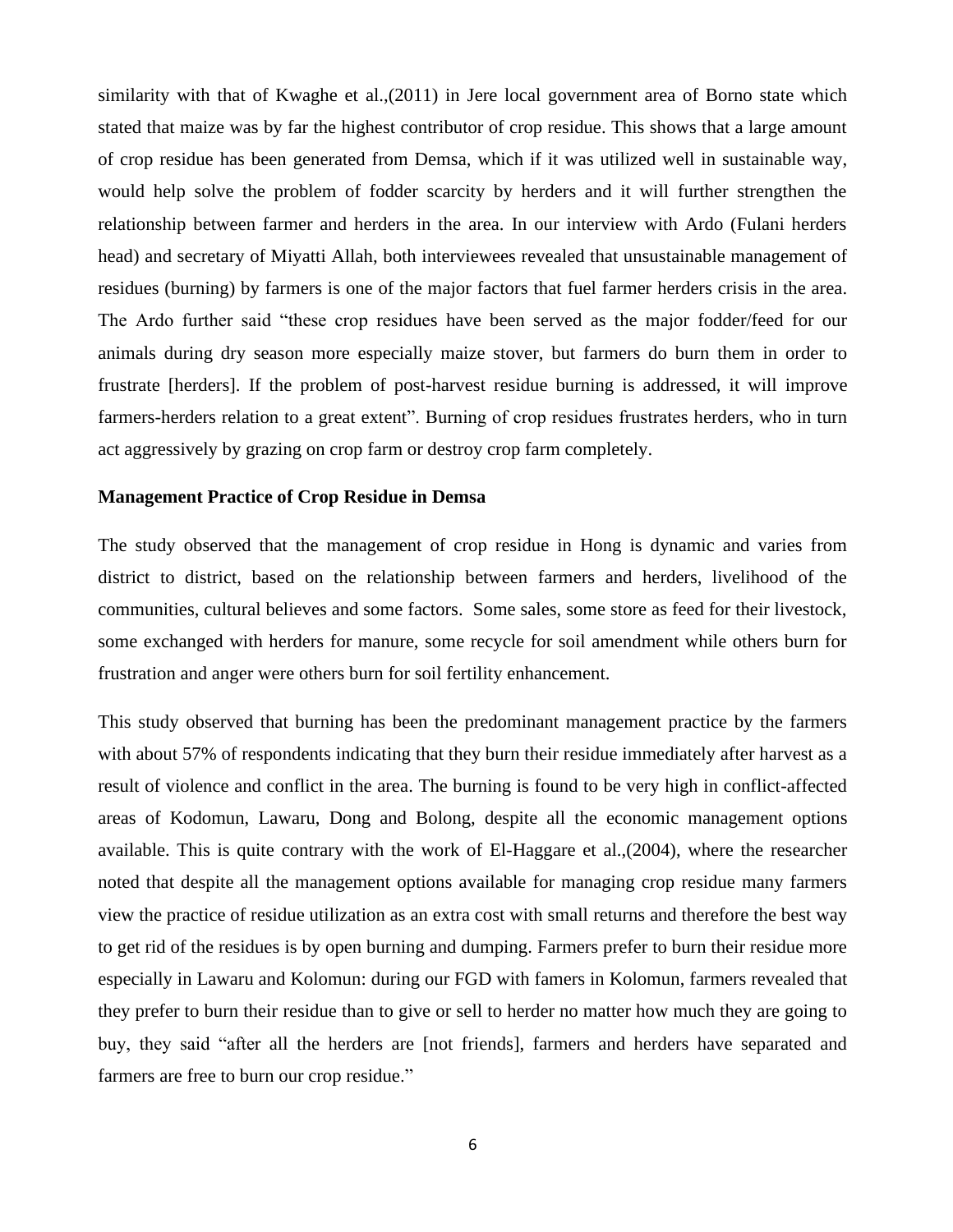similarity with that of Kwaghe et al.,(2011) in Jere local government area of Borno state which stated that maize was by far the highest contributor of crop residue. This shows that a large amount of crop residue has been generated from Demsa, which if it was utilized well in sustainable way, would help solve the problem of fodder scarcity by herders and it will further strengthen the relationship between farmer and herders in the area. In our interview with Ardo (Fulani herders head) and secretary of Miyatti Allah, both interviewees revealed that unsustainable management of residues (burning) by farmers is one of the major factors that fuel farmer herders crisis in the area. The Ardo further said "these crop residues have been served as the major fodder/feed for our animals during dry season more especially maize stover, but farmers do burn them in order to frustrate [herders]. If the problem of post-harvest residue burning is addressed, it will improve farmers-herders relation to a great extent". Burning of crop residues frustrates herders, who in turn act aggressively by grazing on crop farm or destroy crop farm completely.

**Management Practice of Crop Residue in Demsa**

The study observed that the management of crop residue in Hong is dynamic and varies from district to district, based on the relationship between farmers and herders, livelihood of the communities, cultural believes and some factors. Some sales, some store as feed for their livestock, some exchanged with herders for manure, some recycle for soil amendment while others burn for frustration and anger were others burn for soil fertility enhancement.

This study observed that burning has been the predominant management practice by the farmers with about 57% of respondents indicating that they burn their residue immediately after harvest as a result of violence and conflict in the area. The burning is found to be very high in conflict-affected areas of Kodomun, Lawaru, Dong and Bolong, despite all the economic management options available. This is quite contrary with the work of El-Haggare et al.,(2004), where the researcher noted that despite all the management options available for managing crop residue many farmers view the practice of residue utilization as an extra cost with small returns and therefore the best way to get rid of the residues is by open burning and dumping. Farmers prefer to burn their residue more especially in Lawaru and Kolomun: during our FGD with famers in Kolomun, farmers revealed that they prefer to burn their residue than to give or sell to herder no matter how much they are going to buy, they said "after all the herders are [not friends], farmers and herders have separated and farmers are free to burn our crop residue."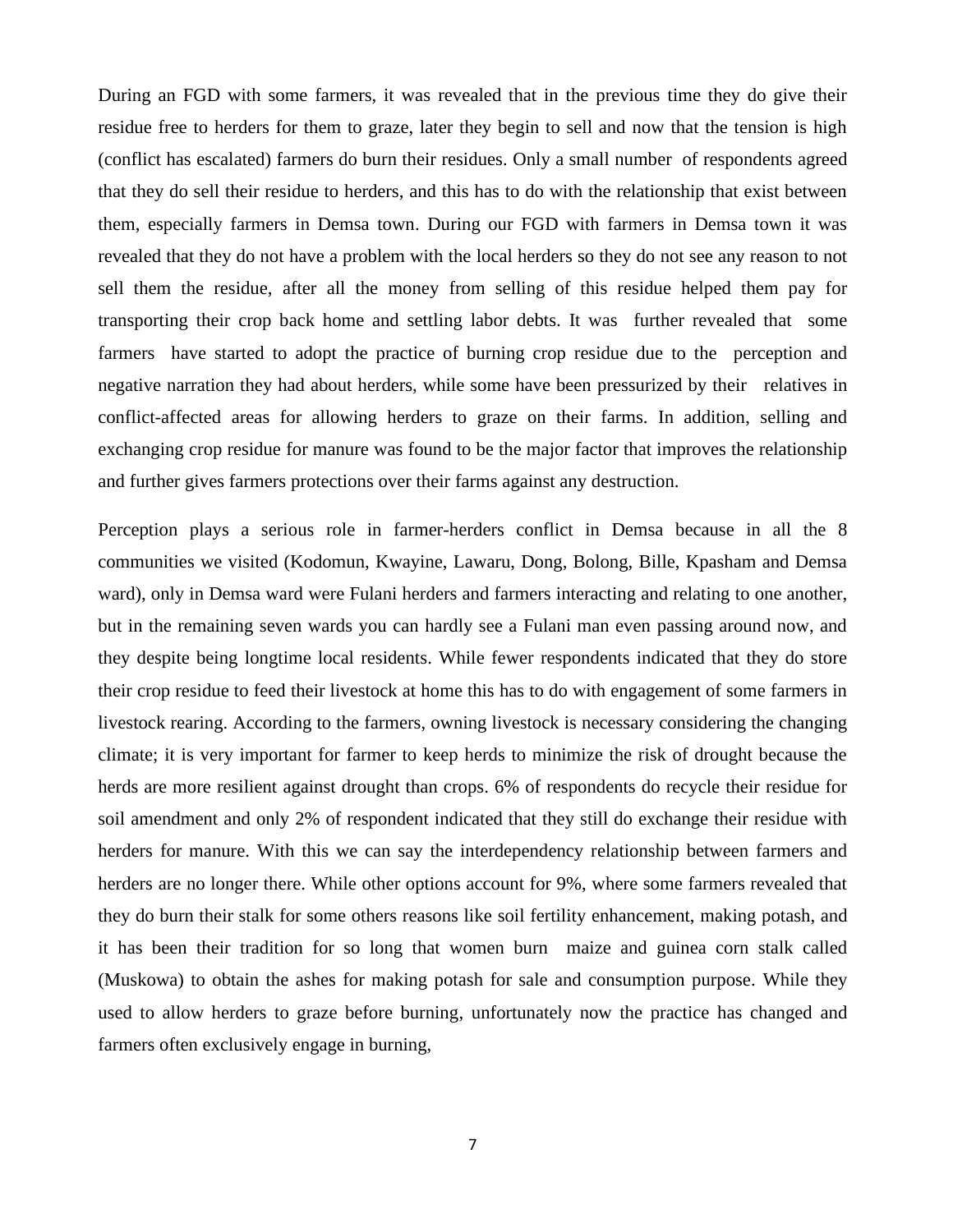During an FGD with some farmers, it was revealed that in the previous time they do give their residue free to herders for them to graze, later they begin to sell and now that the tension is high (conflict has escalated) farmers do burn their residues. Only a small number of respondents agreed that they do sell their residue to herders, and this has to do with the relationship that exist between them, especially farmers in Demsa town. During our FGD with farmers in Demsa town it was revealed that they do not have a problem with the local herders so they do not see any reason to not sell them the residue, after all the money from selling of this residue helped them pay for transporting their crop back home and settling labor debts. It was further revealed that some farmers have started to adopt the practice of burning crop residue due to the perception and negative narration they had about herders, while some have been pressurized by their relatives in conflict-affected areas for allowing herders to graze on their farms. In addition, selling and exchanging crop residue for manure was found to be the major factor that improves the relationship and further gives farmers protections over their farms against any destruction.

Perception plays a serious role in farmer-herders conflict in Demsa because in all the 8 communities we visited (Kodomun, Kwayine, Lawaru, Dong, Bolong, Bille, Kpasham and Demsa ward), only in Demsa ward were Fulani herders and farmers interacting and relating to one another, but in the remaining seven wards you can hardly see a Fulani man even passing around now, and they despite being longtime local residents. While fewer respondents indicated that they do store their crop residue to feed their livestock at home this has to do with engagement of some farmers in livestock rearing. According to the farmers, owning livestock is necessary considering the changing climate; it is very important for farmer to keep herds to minimize the risk of drought because the herds are more resilient against drought than crops. 6% of respondents do recycle their residue for soil amendment and only 2% of respondent indicated that they still do exchange their residue with herders for manure. With this we can say the interdependency relationship between farmers and herders are no longer there. While other options account for 9%, where some farmers revealed that they do burn their stalk for some others reasons like soil fertility enhancement, making potash, and it has been their tradition for so long that women burn maize and guinea corn stalk called (Muskowa) to obtain the ashes for making potash for sale and consumption purpose. While they used to allow herders to graze before burning, unfortunately now the practice has changed and farmers often exclusively engage in burning,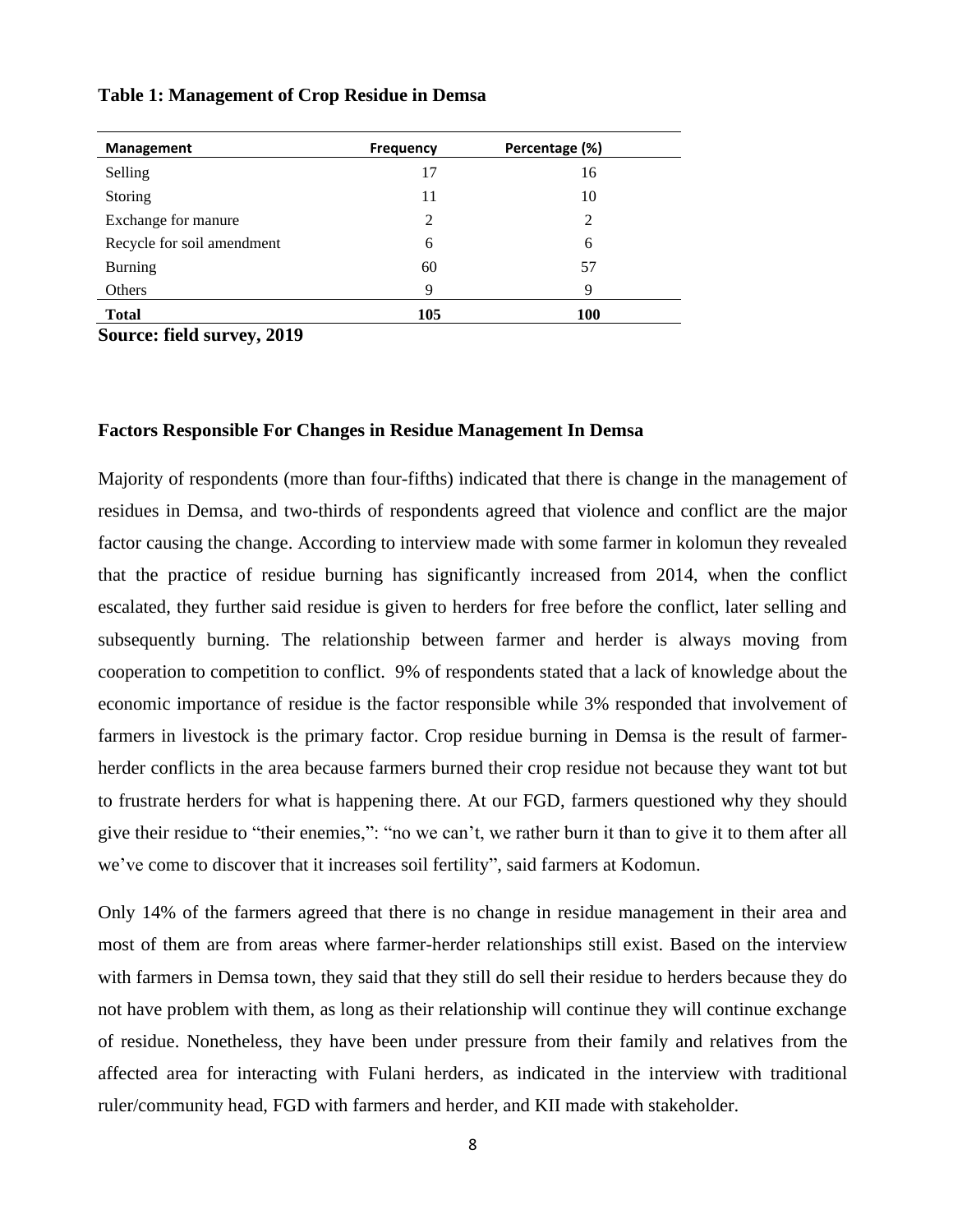**Table 1: Management of Crop Residue in Demsa**

| Management | Frequency | Percentage (%) |
|---|---|---|
| Selling | 17 | 16 |
| Storing | 11 | 10 |
| Exchange for manure | 2 | 2 |
| Recycle for soil amendment | 6 | 6 |
| Burning | 60 | 57 |
| Others | 9 | 9 |
| **Total** | **105** | **100** |

**Source: field survey, 2019**

### Factors Responsible For Changes in Residue Management In Demsa

Majority of respondents (more than four-fifths) indicated that there is change in the management of residues in Demsa, and two-thirds of respondents agreed that violence and conflict are the major factor causing the change. According to interview made with some farmer in kolomun they revealed that the practice of residue burning has significantly increased from 2014, when the conflict escalated, they further said residue is given to herders for free before the conflict, later selling and subsequently burning. The relationship between farmer and herder is always moving from cooperation to competition to conflict. 9% of respondents stated that a lack of knowledge about the economic importance of residue is the factor responsible while 3% responded that involvement of farmers in livestock is the primary factor. Crop residue burning in Demsa is the result of farmer-herder conflicts in the area because farmers burned their crop residue not because they want tot but to frustrate herders for what is happening there. At our FGD, farmers questioned why they should give their residue to "their enemies,": "no we can't, we rather burn it than to give it to them after all we've come to discover that it increases soil fertility", said farmers at Kodomun.

Only 14% of the farmers agreed that there is no change in residue management in their area and most of them are from areas where farmer-herder relationships still exist. Based on the interview with farmers in Demsa town, they said that they still do sell their residue to herders because they do not have problem with them, as long as their relationship will continue they will continue exchange of residue. Nonetheless, they have been under pressure from their family and relatives from the affected area for interacting with Fulani herders, as indicated in the interview with traditional ruler/community head, FGD with farmers and herder, and KII made with stakeholder.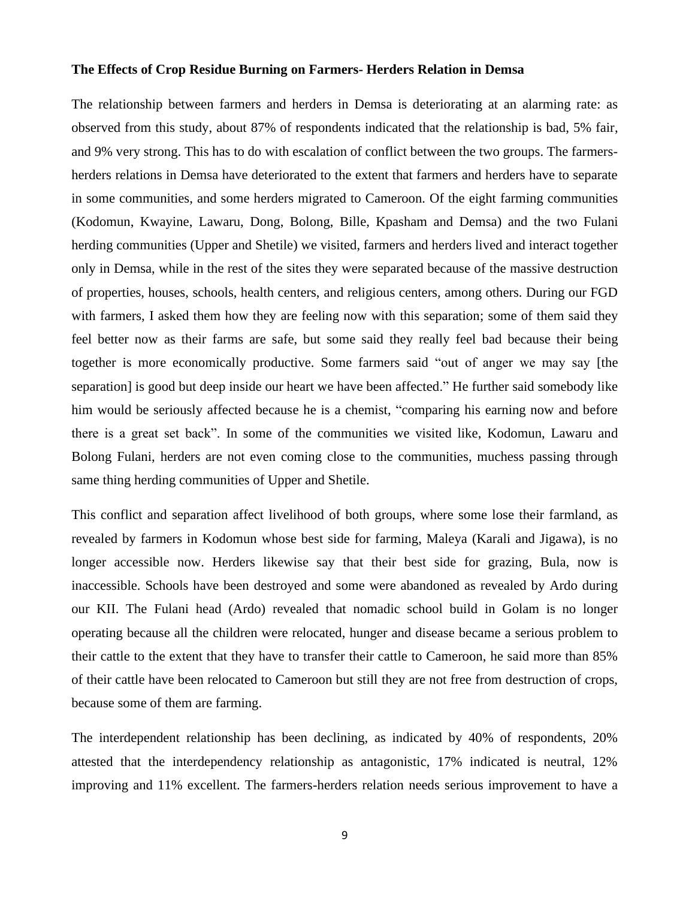**The Effects of Crop Residue Burning on Farmers- Herders Relation in Demsa**

The relationship between farmers and herders in Demsa is deteriorating at an alarming rate: as observed from this study, about 87% of respondents indicated that the relationship is bad, 5% fair, and 9% very strong. This has to do with escalation of conflict between the two groups. The farmers-herders relations in Demsa have deteriorated to the extent that farmers and herders have to separate in some communities, and some herders migrated to Cameroon. Of the eight farming communities (Kodomun, Kwayine, Lawaru, Dong, Bolong, Bille, Kpasham and Demsa) and the two Fulani herding communities (Upper and Shetile) we visited, farmers and herders lived and interact together only in Demsa, while in the rest of the sites they were separated because of the massive destruction of properties, houses, schools, health centers, and religious centers, among others. During our FGD with farmers, I asked them how they are feeling now with this separation; some of them said they feel better now as their farms are safe, but some said they really feel bad because their being together is more economically productive. Some farmers said "out of anger we may say [the separation] is good but deep inside our heart we have been affected." He further said somebody like him would be seriously affected because he is a chemist, "comparing his earning now and before there is a great set back". In some of the communities we visited like, Kodomun, Lawaru and Bolong Fulani, herders are not even coming close to the communities, muchess passing through same thing herding communities of Upper and Shetile.

This conflict and separation affect livelihood of both groups, where some lose their farmland, as revealed by farmers in Kodomun whose best side for farming, Maleya (Karali and Jigawa), is no longer accessible now. Herders likewise say that their best side for grazing, Bula, now is inaccessible. Schools have been destroyed and some were abandoned as revealed by Ardo during our KII. The Fulani head (Ardo) revealed that nomadic school build in Golam is no longer operating because all the children were relocated, hunger and disease became a serious problem to their cattle to the extent that they have to transfer their cattle to Cameroon, he said more than 85% of their cattle have been relocated to Cameroon but still they are not free from destruction of crops, because some of them are farming.

The interdependent relationship has been declining, as indicated by 40% of respondents, 20% attested that the interdependency relationship as antagonistic, 17% indicated is neutral, 12% improving and 11% excellent. The farmers-herders relation needs serious improvement to have a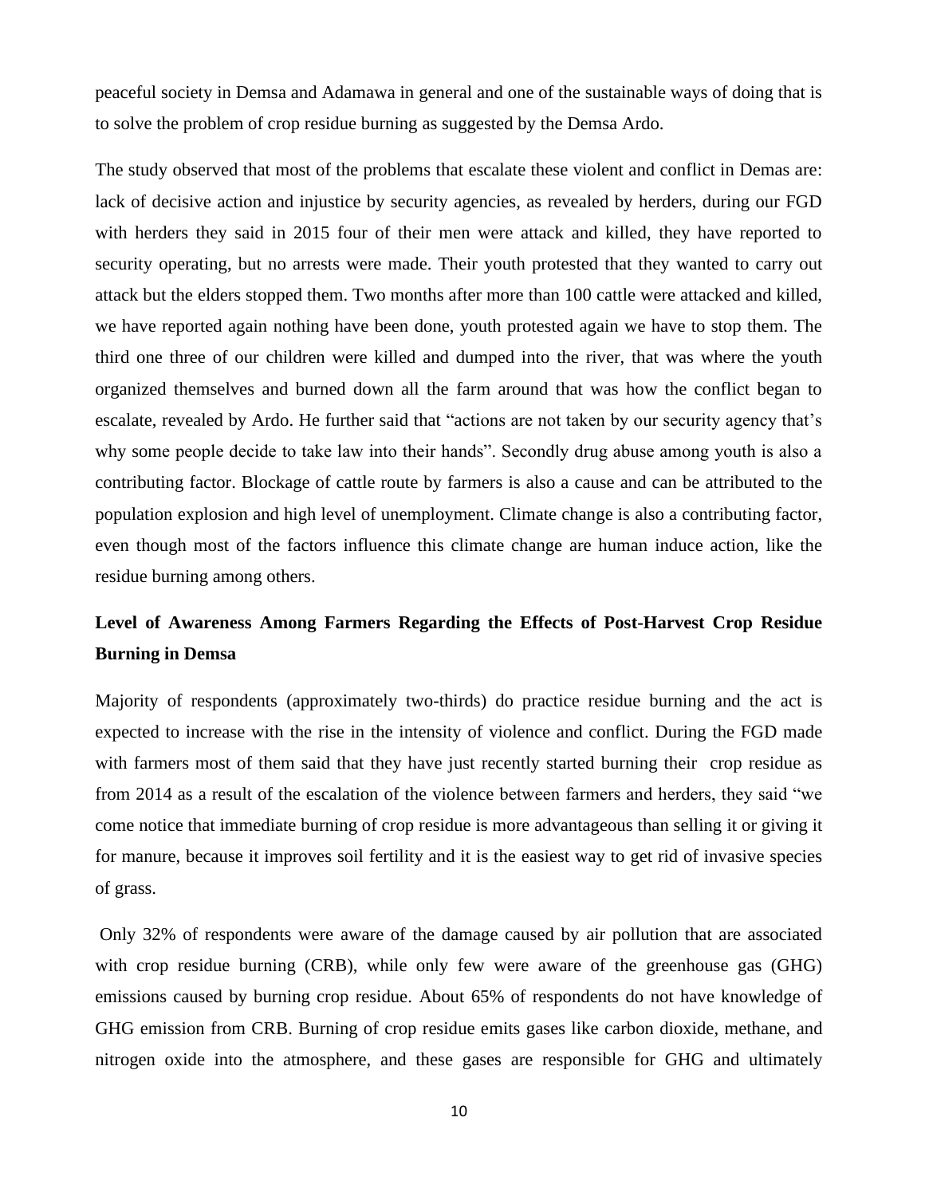peaceful society in Demsa and Adamawa in general and one of the sustainable ways of doing that is to solve the problem of crop residue burning as suggested by the Demsa Ardo.

The study observed that most of the problems that escalate these violent and conflict in Demas are: lack of decisive action and injustice by security agencies, as revealed by herders, during our FGD with herders they said in 2015 four of their men were attack and killed, they have reported to security operating, but no arrests were made. Their youth protested that they wanted to carry out attack but the elders stopped them. Two months after more than 100 cattle were attacked and killed, we have reported again nothing have been done, youth protested again we have to stop them. The third one three of our children were killed and dumped into the river, that was where the youth organized themselves and burned down all the farm around that was how the conflict began to escalate, revealed by Ardo. He further said that "actions are not taken by our security agency that's why some people decide to take law into their hands". Secondly drug abuse among youth is also a contributing factor. Blockage of cattle route by farmers is also a cause and can be attributed to the population explosion and high level of unemployment. Climate change is also a contributing factor, even though most of the factors influence this climate change are human induce action, like the residue burning among others.

## Level of Awareness Among Farmers Regarding the Effects of Post-Harvest Crop Residue Burning in Demsa

Majority of respondents (approximately two-thirds) do practice residue burning and the act is expected to increase with the rise in the intensity of violence and conflict. During the FGD made with farmers most of them said that they have just recently started burning their crop residue as from 2014 as a result of the escalation of the violence between farmers and herders, they said "we come notice that immediate burning of crop residue is more advantageous than selling it or giving it for manure, because it improves soil fertility and it is the easiest way to get rid of invasive species of grass.

Only 32% of respondents were aware of the damage caused by air pollution that are associated with crop residue burning (CRB), while only few were aware of the greenhouse gas (GHG) emissions caused by burning crop residue. About 65% of respondents do not have knowledge of GHG emission from CRB. Burning of crop residue emits gases like carbon dioxide, methane, and nitrogen oxide into the atmosphere, and these gases are responsible for GHG and ultimately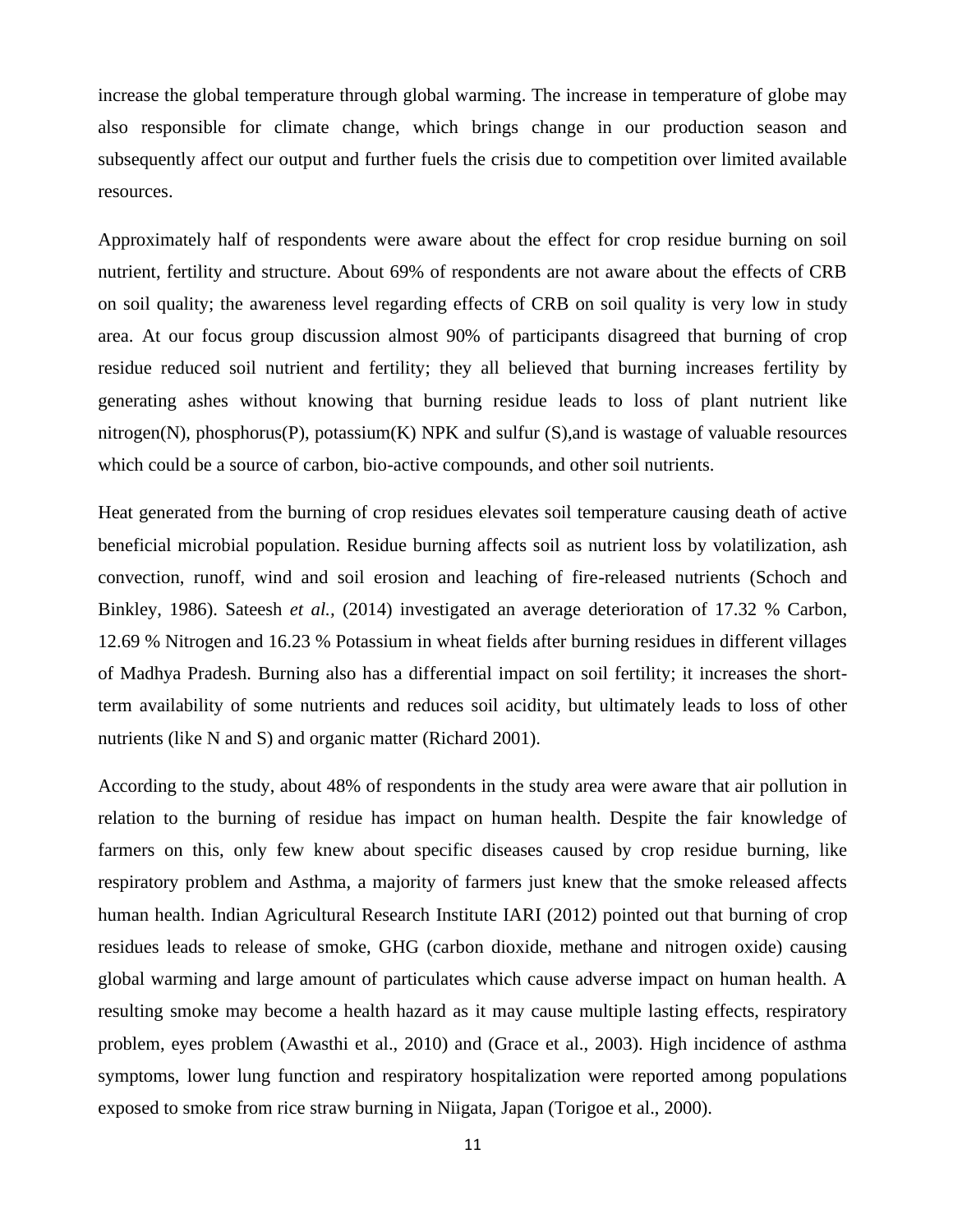increase the global temperature through global warming. The increase in temperature of globe may also responsible for climate change, which brings change in our production season and subsequently affect our output and further fuels the crisis due to competition over limited available resources.

Approximately half of respondents were aware about the effect for crop residue burning on soil nutrient, fertility and structure. About 69% of respondents are not aware about the effects of CRB on soil quality; the awareness level regarding effects of CRB on soil quality is very low in study area. At our focus group discussion almost 90% of participants disagreed that burning of crop residue reduced soil nutrient and fertility; they all believed that burning increases fertility by generating ashes without knowing that burning residue leads to loss of plant nutrient like nitrogen(N), phosphorus(P), potassium(K) NPK and sulfur (S),and is wastage of valuable resources which could be a source of carbon, bio-active compounds, and other soil nutrients.

Heat generated from the burning of crop residues elevates soil temperature causing death of active beneficial microbial population. Residue burning affects soil as nutrient loss by volatilization, ash convection, runoff, wind and soil erosion and leaching of fire-released nutrients (Schoch and Binkley, 1986). Sateesh *et al.*, (2014) investigated an average deterioration of 17.32 % Carbon, 12.69 % Nitrogen and 16.23 % Potassium in wheat fields after burning residues in different villages of Madhya Pradesh. Burning also has a differential impact on soil fertility; it increases the short-term availability of some nutrients and reduces soil acidity, but ultimately leads to loss of other nutrients (like N and S) and organic matter (Richard 2001).

According to the study, about 48% of respondents in the study area were aware that air pollution in relation to the burning of residue has impact on human health. Despite the fair knowledge of farmers on this, only few knew about specific diseases caused by crop residue burning, like respiratory problem and Asthma, a majority of farmers just knew that the smoke released affects human health. Indian Agricultural Research Institute IARI (2012) pointed out that burning of crop residues leads to release of smoke, GHG (carbon dioxide, methane and nitrogen oxide) causing global warming and large amount of particulates which cause adverse impact on human health. A resulting smoke may become a health hazard as it may cause multiple lasting effects, respiratory problem, eyes problem (Awasthi et al., 2010) and (Grace et al., 2003). High incidence of asthma symptoms, lower lung function and respiratory hospitalization were reported among populations exposed to smoke from rice straw burning in Niigata, Japan (Torigoe et al., 2000).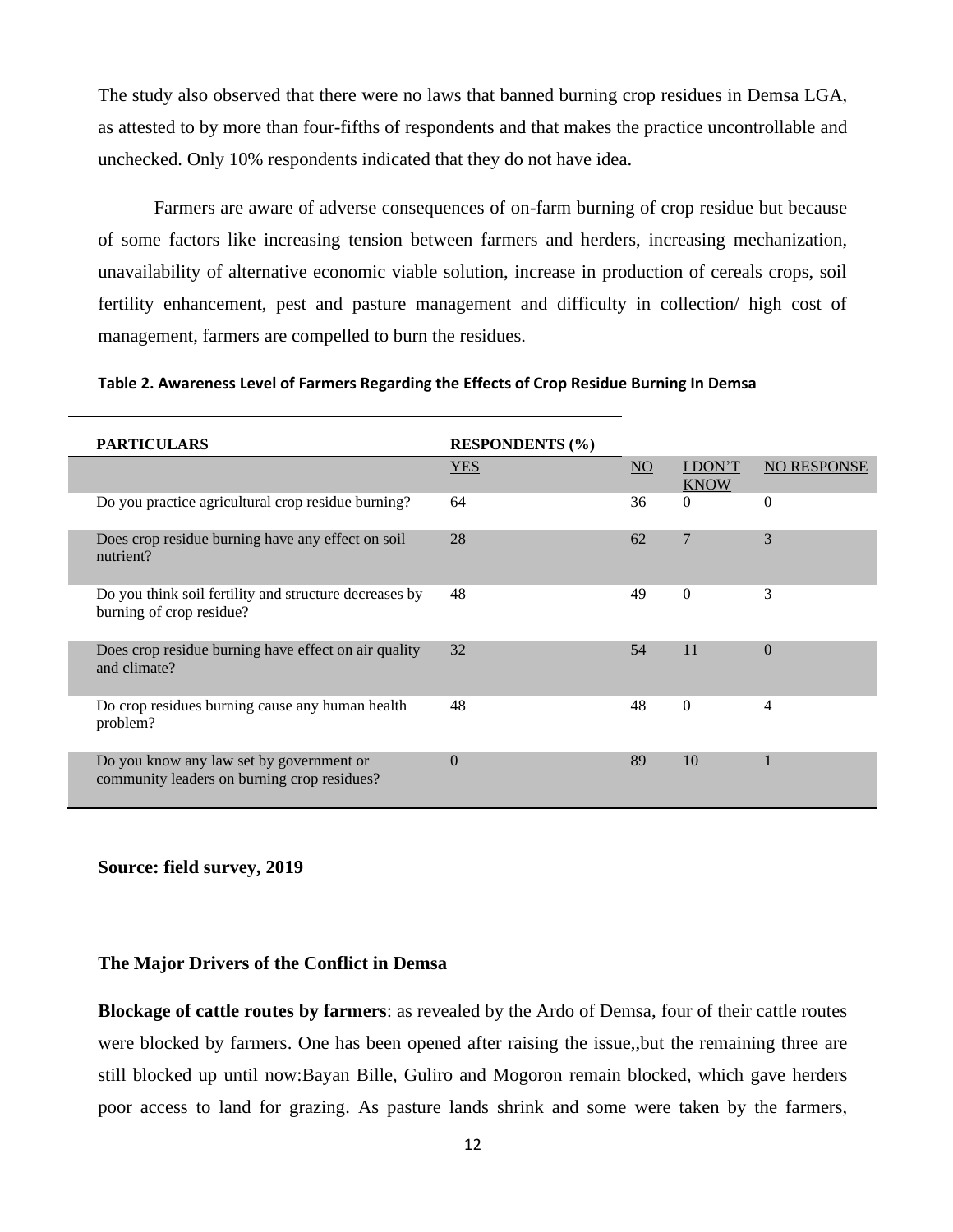The study also observed that there were no laws that banned burning crop residues in Demsa LGA, as attested to by more than four-fifths of respondents and that makes the practice uncontrollable and unchecked. Only 10% respondents indicated that they do not have idea.

Farmers are aware of adverse consequences of on-farm burning of crop residue but because of some factors like increasing tension between farmers and herders, increasing mechanization, unavailability of alternative economic viable solution, increase in production of cereals crops, soil fertility enhancement, pest and pasture management and difficulty in collection/ high cost of management, farmers are compelled to burn the residues.

**Table 2. Awareness Level of Farmers Regarding the Effects of Crop Residue Burning In Demsa**

| PARTICULARS | RESPONDENTS (%) | | | |
|---|---|---|---|---|
| | YES | NO | I DON'T KNOW | NO RESPONSE |
| Do you practice agricultural crop residue burning? | 64 | 36 | 0 | 0 |
| Does crop residue burning have any effect on soil nutrient? | 28 | 62 | 7 | 3 |
| Do you think soil fertility and structure decreases by burning of crop residue? | 48 | 49 | 0 | 3 |
| Does crop residue burning have effect on air quality and climate? | 32 | 54 | 11 | 0 |
| Do crop residues burning cause any human health problem? | 48 | 48 | 0 | 4 |
| Do you know any law set by government or community leaders on burning crop residues? | 0 | 89 | 10 | 1 |

**Source: field survey, 2019**

### The Major Drivers of the Conflict in Demsa

**Blockage of cattle routes by farmers**: as revealed by the Ardo of Demsa, four of their cattle routes were blocked by farmers. One has been opened after raising the issue,,but the remaining three are still blocked up until now:Bayan Bille, Guliro and Mogoron remain blocked, which gave herders poor access to land for grazing. As pasture lands shrink and some were taken by the farmers,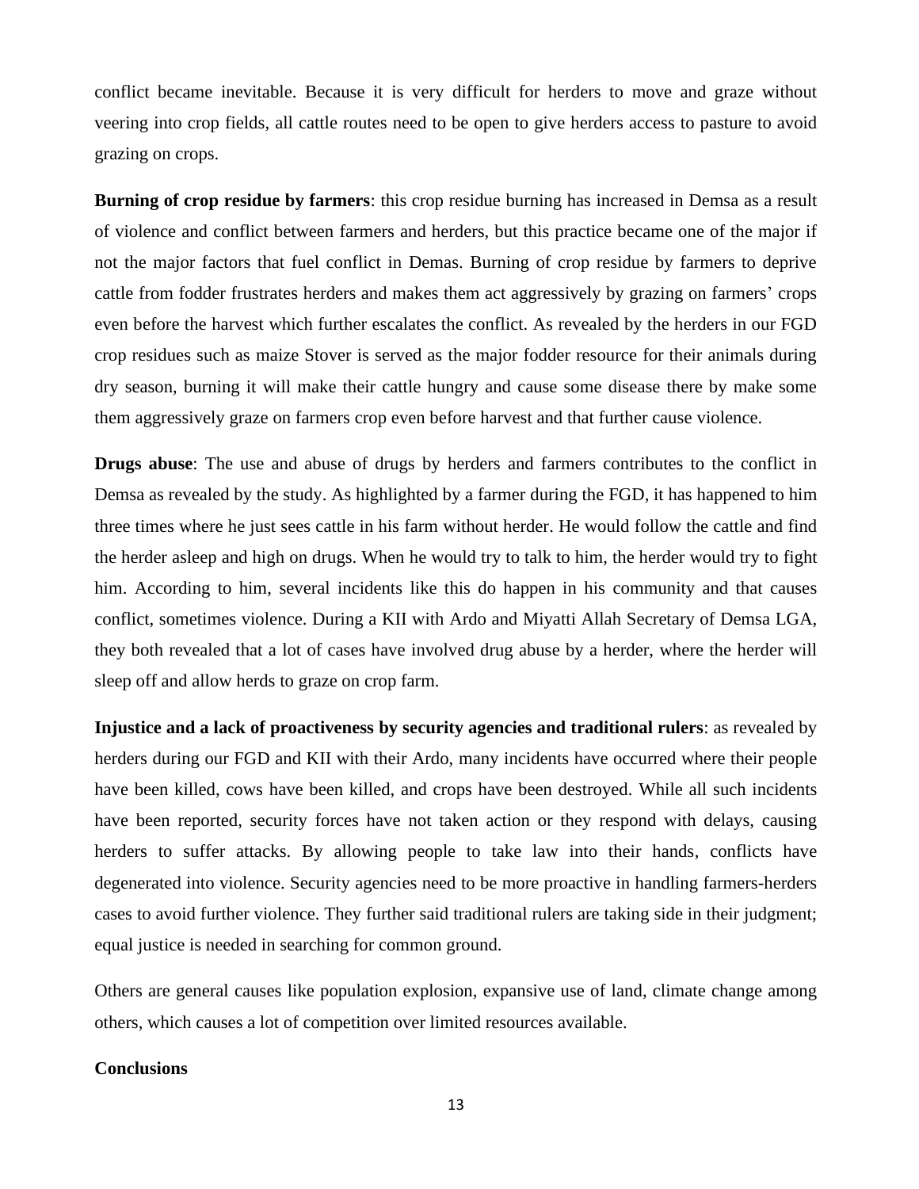conflict became inevitable. Because it is very difficult for herders to move and graze without veering into crop fields, all cattle routes need to be open to give herders access to pasture to avoid grazing on crops.

**Burning of crop residue by farmers**: this crop residue burning has increased in Demsa as a result of violence and conflict between farmers and herders, but this practice became one of the major if not the major factors that fuel conflict in Demas. Burning of crop residue by farmers to deprive cattle from fodder frustrates herders and makes them act aggressively by grazing on farmers' crops even before the harvest which further escalates the conflict. As revealed by the herders in our FGD crop residues such as maize Stover is served as the major fodder resource for their animals during dry season, burning it will make their cattle hungry and cause some disease there by make some them aggressively graze on farmers crop even before harvest and that further cause violence.

**Drugs abuse**: The use and abuse of drugs by herders and farmers contributes to the conflict in Demsa as revealed by the study. As highlighted by a farmer during the FGD, it has happened to him three times where he just sees cattle in his farm without herder. He would follow the cattle and find the herder asleep and high on drugs. When he would try to talk to him, the herder would try to fight him. According to him, several incidents like this do happen in his community and that causes conflict, sometimes violence. During a KII with Ardo and Miyatti Allah Secretary of Demsa LGA, they both revealed that a lot of cases have involved drug abuse by a herder, where the herder will sleep off and allow herds to graze on crop farm.

**Injustice and a lack of proactiveness by security agencies and traditional rulers**: as revealed by herders during our FGD and KII with their Ardo, many incidents have occurred where their people have been killed, cows have been killed, and crops have been destroyed. While all such incidents have been reported, security forces have not taken action or they respond with delays, causing herders to suffer attacks. By allowing people to take law into their hands, conflicts have degenerated into violence. Security agencies need to be more proactive in handling farmers-herders cases to avoid further violence. They further said traditional rulers are taking side in their judgment; equal justice is needed in searching for common ground.

Others are general causes like population explosion, expansive use of land, climate change among others, which causes a lot of competition over limited resources available.

**Conclusions**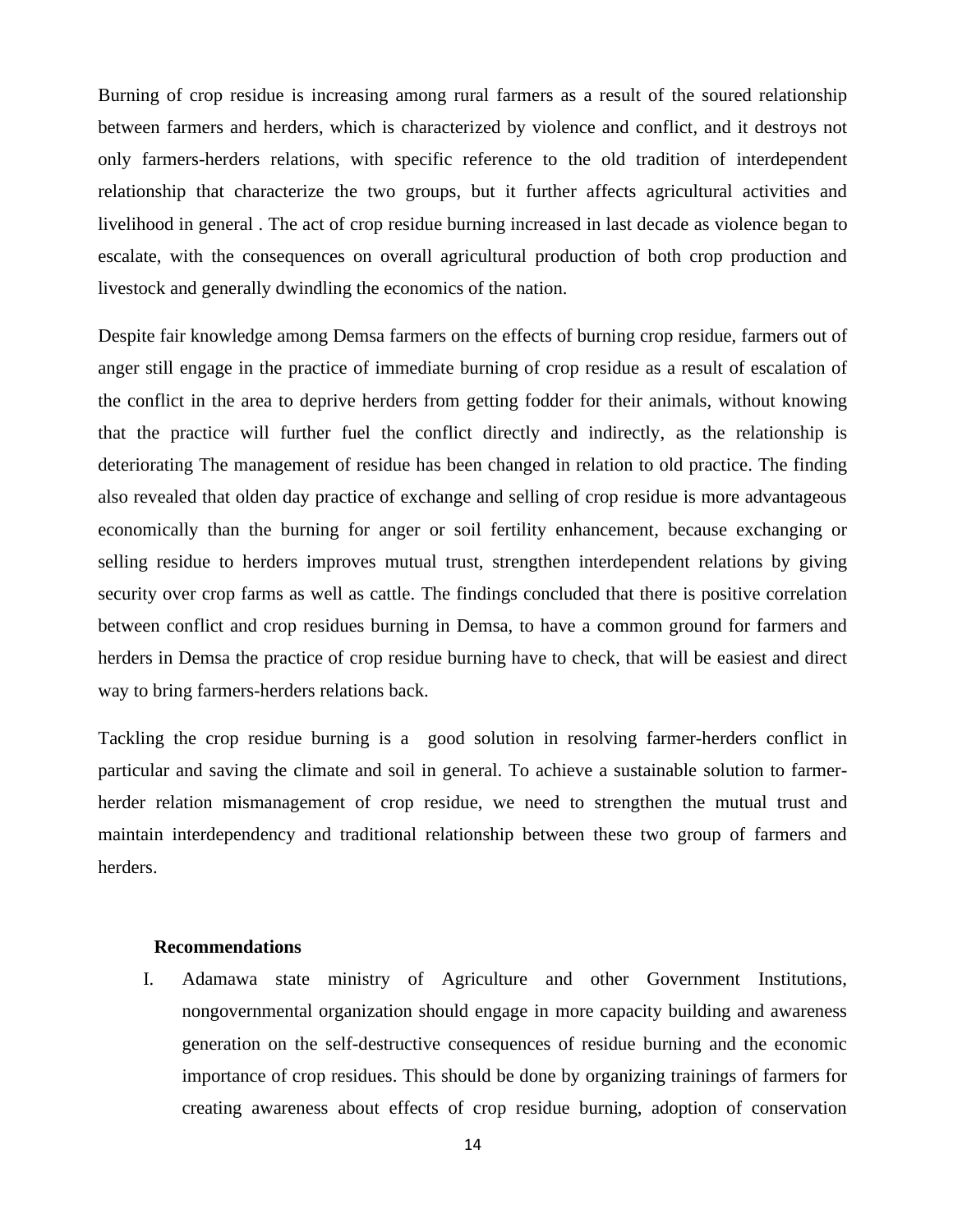Burning of crop residue is increasing among rural farmers as a result of the soured relationship between farmers and herders, which is characterized by violence and conflict, and it destroys not only farmers-herders relations, with specific reference to the old tradition of interdependent relationship that characterize the two groups, but it further affects agricultural activities and livelihood in general . The act of crop residue burning increased in last decade as violence began to escalate, with the consequences on overall agricultural production of both crop production and livestock and generally dwindling the economics of the nation.

Despite fair knowledge among Demsa farmers on the effects of burning crop residue, farmers out of anger still engage in the practice of immediate burning of crop residue as a result of escalation of the conflict in the area to deprive herders from getting fodder for their animals, without knowing that the practice will further fuel the conflict directly and indirectly, as the relationship is deteriorating The management of residue has been changed in relation to old practice. The finding also revealed that olden day practice of exchange and selling of crop residue is more advantageous economically than the burning for anger or soil fertility enhancement, because exchanging or selling residue to herders improves mutual trust, strengthen interdependent relations by giving security over crop farms as well as cattle. The findings concluded that there is positive correlation between conflict and crop residues burning in Demsa, to have a common ground for farmers and herders in Demsa the practice of crop residue burning have to check, that will be easiest and direct way to bring farmers-herders relations back.

Tackling the crop residue burning is a good solution in resolving farmer-herders conflict in particular and saving the climate and soil in general. To achieve a sustainable solution to farmer-herder relation mismanagement of crop residue, we need to strengthen the mutual trust and maintain interdependency and traditional relationship between these two group of farmers and herders.

**Recommendations**

I. Adamawa state ministry of Agriculture and other Government Institutions, nongovernmental organization should engage in more capacity building and awareness generation on the self-destructive consequences of residue burning and the economic importance of crop residues. This should be done by organizing trainings of farmers for creating awareness about effects of crop residue burning, adoption of conservation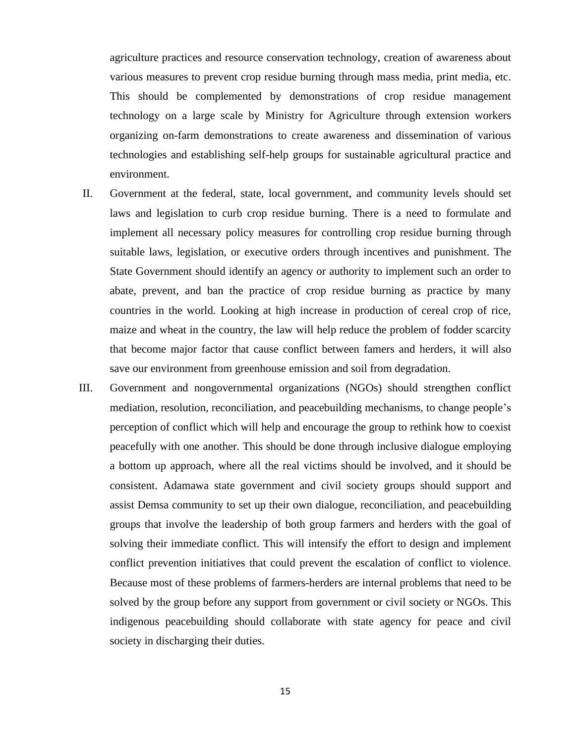agriculture practices and resource conservation technology, creation of awareness about various measures to prevent crop residue burning through mass media, print media, etc. This should be complemented by demonstrations of crop residue management technology on a large scale by Ministry for Agriculture through extension workers organizing on-farm demonstrations to create awareness and dissemination of various technologies and establishing self-help groups for sustainable agricultural practice and environment.

II. Government at the federal, state, local government, and community levels should set laws and legislation to curb crop residue burning. There is a need to formulate and implement all necessary policy measures for controlling crop residue burning through suitable laws, legislation, or executive orders through incentives and punishment. The State Government should identify an agency or authority to implement such an order to abate, prevent, and ban the practice of crop residue burning as practice by many countries in the world. Looking at high increase in production of cereal crop of rice, maize and wheat in the country, the law will help reduce the problem of fodder scarcity that become major factor that cause conflict between famers and herders, it will also save our environment from greenhouse emission and soil from degradation.

III. Government and nongovernmental organizations (NGOs) should strengthen conflict mediation, resolution, reconciliation, and peacebuilding mechanisms, to change people's perception of conflict which will help and encourage the group to rethink how to coexist peacefully with one another. This should be done through inclusive dialogue employing a bottom up approach, where all the real victims should be involved, and it should be consistent. Adamawa state government and civil society groups should support and assist Demsa community to set up their own dialogue, reconciliation, and peacebuilding groups that involve the leadership of both group farmers and herders with the goal of solving their immediate conflict. This will intensify the effort to design and implement conflict prevention initiatives that could prevent the escalation of conflict to violence. Because most of these problems of farmers-herders are internal problems that need to be solved by the group before any support from government or civil society or NGOs. This indigenous peacebuilding should collaborate with state agency for peace and civil society in discharging their duties.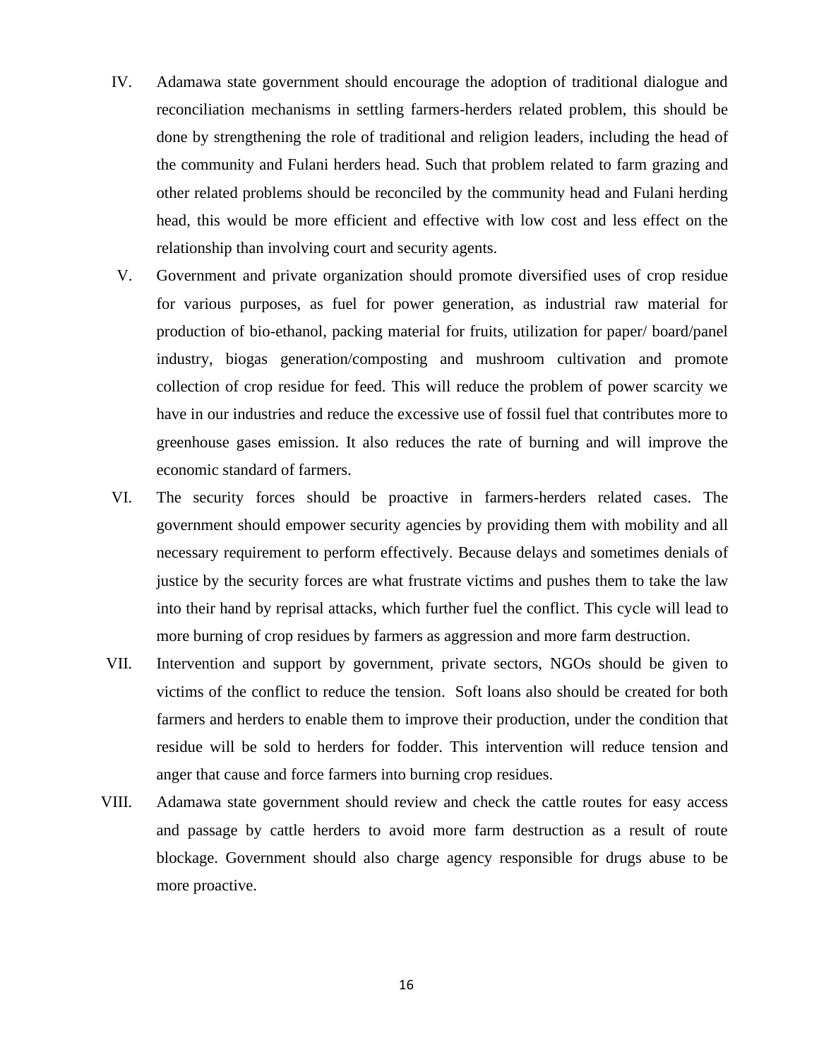IV. Adamawa state government should encourage the adoption of traditional dialogue and reconciliation mechanisms in settling farmers-herders related problem, this should be done by strengthening the role of traditional and religion leaders, including the head of the community and Fulani herders head. Such that problem related to farm grazing and other related problems should be reconciled by the community head and Fulani herding head, this would be more efficient and effective with low cost and less effect on the relationship than involving court and security agents.

V. Government and private organization should promote diversified uses of crop residue for various purposes, as fuel for power generation, as industrial raw material for production of bio-ethanol, packing material for fruits, utilization for paper/ board/panel industry, biogas generation/composting and mushroom cultivation and promote collection of crop residue for feed. This will reduce the problem of power scarcity we have in our industries and reduce the excessive use of fossil fuel that contributes more to greenhouse gases emission. It also reduces the rate of burning and will improve the economic standard of farmers.

VI. The security forces should be proactive in farmers-herders related cases. The government should empower security agencies by providing them with mobility and all necessary requirement to perform effectively. Because delays and sometimes denials of justice by the security forces are what frustrate victims and pushes them to take the law into their hand by reprisal attacks, which further fuel the conflict. This cycle will lead to more burning of crop residues by farmers as aggression and more farm destruction.

VII. Intervention and support by government, private sectors, NGOs should be given to victims of the conflict to reduce the tension. Soft loans also should be created for both farmers and herders to enable them to improve their production, under the condition that residue will be sold to herders for fodder. This intervention will reduce tension and anger that cause and force farmers into burning crop residues.

VIII. Adamawa state government should review and check the cattle routes for easy access and passage by cattle herders to avoid more farm destruction as a result of route blockage. Government should also charge agency responsible for drugs abuse to be more proactive.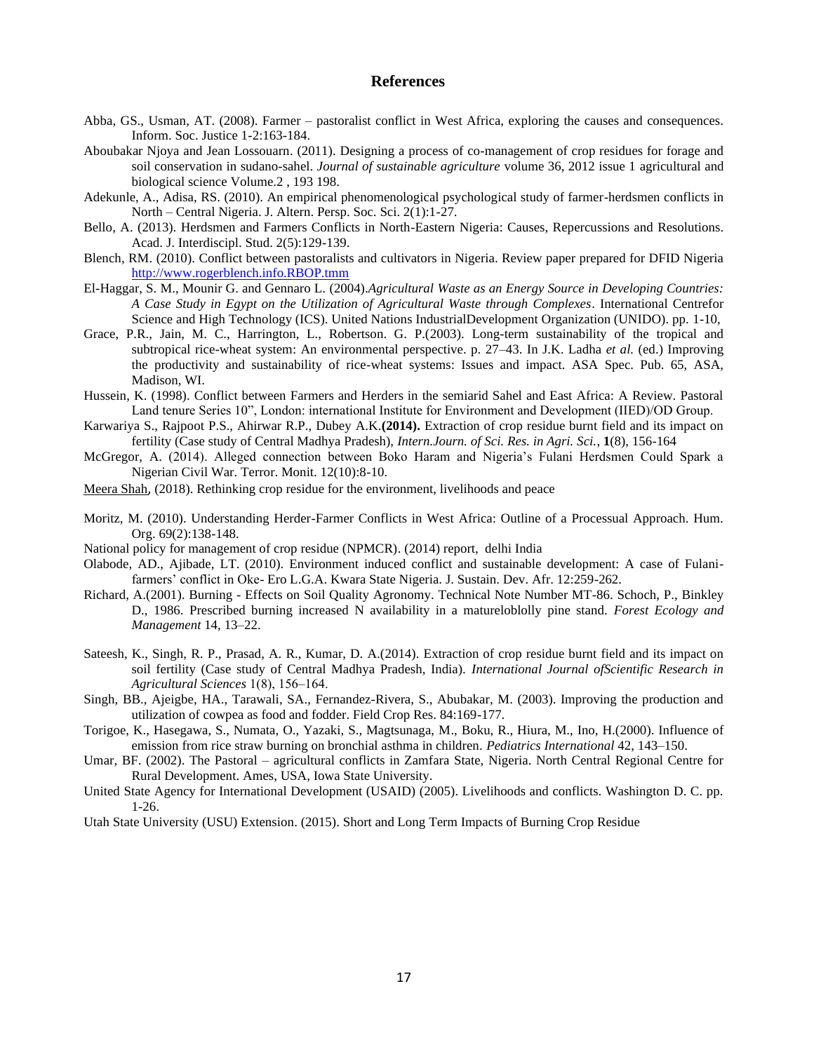# References

Abba, GS., Usman, AT. (2008). Farmer – pastoralist conflict in West Africa, exploring the causes and consequences. Inform. Soc. Justice 1-2:163-184.

Aboubakar Njoya and Jean Lossouarn. (2011). Designing a process of co-management of crop residues for forage and soil conservation in sudano-sahel. *Journal of sustainable agriculture* volume 36, 2012 issue 1 agricultural and biological science Volume.2 , 193 198.

Adekunle, A., Adisa, RS. (2010). An empirical phenomenological psychological study of farmer-herdsmen conflicts in North – Central Nigeria. J. Altern. Persp. Soc. Sci. 2(1):1-27.

Bello, A. (2013). Herdsmen and Farmers Conflicts in North-Eastern Nigeria: Causes, Repercussions and Resolutions. Acad. J. Interdiscipl. Stud. 2(5):129-139.

Blench, RM. (2010). Conflict between pastoralists and cultivators in Nigeria. Review paper prepared for DFID Nigeria http://www.rogerblench.info.RBOP.tmm

El-Haggar, S. M., Mounir G. and Gennaro L. (2004).*Agricultural Waste as an Energy Source in Developing Countries: A Case Study in Egypt on the Utilization of Agricultural Waste through Complexes*. International Centrefor Science and High Technology (ICS). United Nations IndustrialDevelopment Organization (UNIDO). pp. 1-10,

Grace, P.R., Jain, M. C., Harrington, L., Robertson. G. P.(2003). Long-term sustainability of the tropical and subtropical rice-wheat system: An environmental perspective. p. 27–43. In J.K. Ladha *et al.* (ed.) Improving the productivity and sustainability of rice-wheat systems: Issues and impact. ASA Spec. Pub. 65, ASA, Madison, WI.

Hussein, K. (1998). Conflict between Farmers and Herders in the semiarid Sahel and East Africa: A Review. Pastoral Land tenure Series 10", London: international Institute for Environment and Development (IIED)/OD Group.

Karwariya S., Rajpoot P.S., Ahirwar R.P., Dubey A.K.**(2014).** Extraction of crop residue burnt field and its impact on fertility (Case study of Central Madhya Pradesh), *Intern.Journ. of Sci. Res. in Agri. Sci.*, **1**(8), 156-164

McGregor, A. (2014). Alleged connection between Boko Haram and Nigeria's Fulani Herdsmen Could Spark a Nigerian Civil War. Terror. Monit. 12(10):8-10.

Meera Shah, (2018). Rethinking crop residue for the environment, livelihoods and peace

Moritz, M. (2010). Understanding Herder-Farmer Conflicts in West Africa: Outline of a Processual Approach. Hum. Org. 69(2):138-148.

National policy for management of crop residue (NPMCR). (2014) report, delhi India

Olabode, AD., Ajibade, LT. (2010). Environment induced conflict and sustainable development: A case of Fulani-farmers' conflict in Oke- Ero L.G.A. Kwara State Nigeria. J. Sustain. Dev. Afr. 12:259-262.

Richard, A.(2001). Burning - Effects on Soil Quality Agronomy. Technical Note Number MT-86. Schoch, P., Binkley D., 1986. Prescribed burning increased N availability in a matureloblolly pine stand. *Forest Ecology and Management* 14, 13–22.

Sateesh, K., Singh, R. P., Prasad, A. R., Kumar, D. A.(2014). Extraction of crop residue burnt field and its impact on soil fertility (Case study of Central Madhya Pradesh, India). *International Journal ofScientific Research in Agricultural Sciences* 1(8), 156–164.

Singh, BB., Ajeigbe, HA., Tarawali, SA., Fernandez-Rivera, S., Abubakar, M. (2003). Improving the production and utilization of cowpea as food and fodder. Field Crop Res. 84:169-177.

Torigoe, K., Hasegawa, S., Numata, O., Yazaki, S., Magtsunaga, M., Boku, R., Hiura, M., Ino, H.(2000). Influence of emission from rice straw burning on bronchial asthma in children. *Pediatrics International* 42, 143–150.

Umar, BF. (2002). The Pastoral – agricultural conflicts in Zamfara State, Nigeria. North Central Regional Centre for Rural Development. Ames, USA, Iowa State University.

United State Agency for International Development (USAID) (2005). Livelihoods and conflicts. Washington D. C. pp. 1-26.

Utah State University (USU) Extension. (2015). Short and Long Term Impacts of Burning Crop Residue